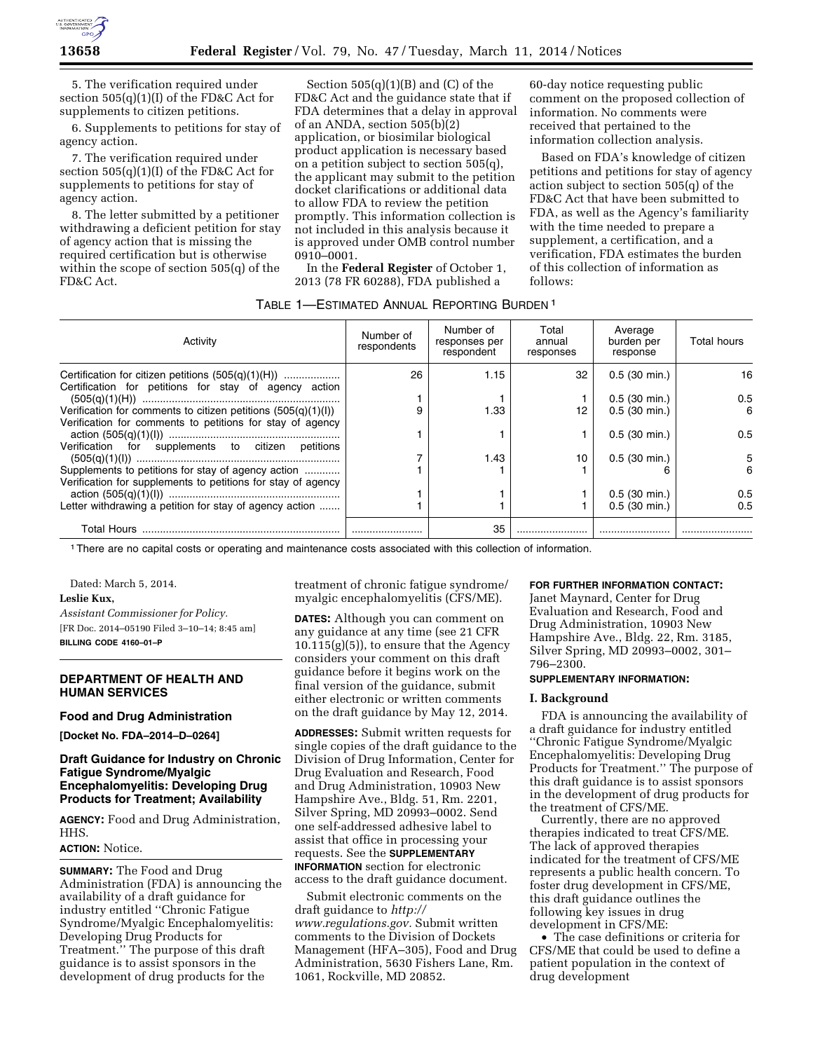5. The verification required under section 505(q)(1)(I) of the FD&C Act for supplements to citizen petitions.

6. Supplements to petitions for stay of agency action.

7. The verification required under section 505(q)(1)(I) of the FD&C Act for supplements to petitions for stay of agency action.

8. The letter submitted by a petitioner withdrawing a deficient petition for stay of agency action that is missing the required certification but is otherwise within the scope of section 505(q) of the FD&C Act.

Section 505(q)(1)(B) and (C) of the FD&C Act and the guidance state that if FDA determines that a delay in approval of an ANDA, section 505(b)(2) application, or biosimilar biological product application is necessary based on a petition subject to section 505(q), the applicant may submit to the petition docket clarifications or additional data to allow FDA to review the petition promptly. This information collection is not included in this analysis because it is approved under OMB control number 0910–0001.

In the **Federal Register** of October 1, 2013 (78 FR 60288), FDA published a 60-day notice requesting public comment on the proposed collection of information. No comments were received that pertained to the information collection analysis.

Based on FDA's knowledge of citizen petitions and petitions for stay of agency action subject to section 505(q) of the FD&C Act that have been submitted to FDA, as well as the Agency's familiarity with the time needed to prepare a supplement, a certification, and a verification, FDA estimates the burden of this collection of information as follows:

TABLE 1—ESTIMATED ANNUAL REPORTING BURDEN [1]

| Activity | Number of respondents | Number of responses per respondent | Total annual responses | Average burden per response | Total hours |
|---|---|---|---|---|---|
| Certification for citizen petitions (505(q)(1)(H)) | 26 | 1.15 | 32 | 0.5 (30 min.) | 16 |
| Certification for petitions for stay of agency action (505(q)(1)(H)) | 1 | 1 | 1 | 0.5 (30 min.) | 0.5 |
| Verification for comments to citizen petitions (505(q)(1)(I)) | 9 | 1.33 | 12 | 0.5 (30 min.) | 6 |
| Verification for comments to petitions for stay of agency action (505(q)(1)(I)) | 1 | 1 | 1 | 0.5 (30 min.) | 0.5 |
| Verification for supplements to citizen petitions (505(q)(1)(I)) | 7 | 1.43 | 10 | 0.5 (30 min.) | 5 |
| Supplements to petitions for stay of agency action | 1 | 1 | 1 | 6 | 6 |
| Verification for supplements to petitions for stay of agency action (505(q)(1)(I)) | 1 | 1 | 1 | 0.5 (30 min.) | 0.5 |
| Letter withdrawing a petition for stay of agency action | 1 | 1 | 1 | 0.5 (30 min.) | 0.5 |
| Total Hours | | 35 | | | |

[1] There are no capital costs or operating and maintenance costs associated with this collection of information.

Dated: March 5, 2014.

**Leslie Kux,**

*Assistant Commissioner for Policy.*

[FR Doc. 2014–05190 Filed 3–10–14; 8:45 am]

**BILLING CODE 4160–01–P**

## DEPARTMENT OF HEALTH AND HUMAN SERVICES

### Food and Drug Administration

**[Docket No. FDA–2014–D–0264]**

### Draft Guidance for Industry on Chronic Fatigue Syndrome/Myalgic Encephalomyelitis: Developing Drug Products for Treatment; Availability

**AGENCY:** Food and Drug Administration, HHS.

**ACTION:** Notice.

**SUMMARY:** The Food and Drug Administration (FDA) is announcing the availability of a draft guidance for industry entitled ''Chronic Fatigue Syndrome/Myalgic Encephalomyelitis: Developing Drug Products for Treatment.'' The purpose of this draft guidance is to assist sponsors in the development of drug products for the treatment of chronic fatigue syndrome/myalgic encephalomyelitis (CFS/ME).

**DATES:** Although you can comment on any guidance at any time (see 21 CFR 10.115(g)(5)), to ensure that the Agency considers your comment on this draft guidance before it begins work on the final version of the guidance, submit either electronic or written comments on the draft guidance by May 12, 2014.

**ADDRESSES:** Submit written requests for single copies of the draft guidance to the Division of Drug Information, Center for Drug Evaluation and Research, Food and Drug Administration, 10903 New Hampshire Ave., Bldg. 51, Rm. 2201, Silver Spring, MD 20993–0002. Send one self-addressed adhesive label to assist that office in processing your requests. See the **SUPPLEMENTARY INFORMATION** section for electronic access to the draft guidance document.

Submit electronic comments on the draft guidance to *http://www.regulations.gov*. Submit written comments to the Division of Dockets Management (HFA–305), Food and Drug Administration, 5630 Fishers Lane, Rm. 1061, Rockville, MD 20852.

**FOR FURTHER INFORMATION CONTACT:** Janet Maynard, Center for Drug Evaluation and Research, Food and Drug Administration, 10903 New Hampshire Ave., Bldg. 22, Rm. 3185, Silver Spring, MD 20993–0002, 301–796–2300.

**SUPPLEMENTARY INFORMATION:**

**I. Background**

FDA is announcing the availability of a draft guidance for industry entitled ''Chronic Fatigue Syndrome/Myalgic Encephalomyelitis: Developing Drug Products for Treatment.'' The purpose of this draft guidance is to assist sponsors in the development of drug products for the treatment of CFS/ME.

Currently, there are no approved therapies indicated to treat CFS/ME. The lack of approved therapies indicated for the treatment of CFS/ME represents a public health concern. To foster drug development in CFS/ME, this draft guidance outlines the following key issues in drug development in CFS/ME:

- The case definitions or criteria for CFS/ME that could be used to define a patient population in the context of drug development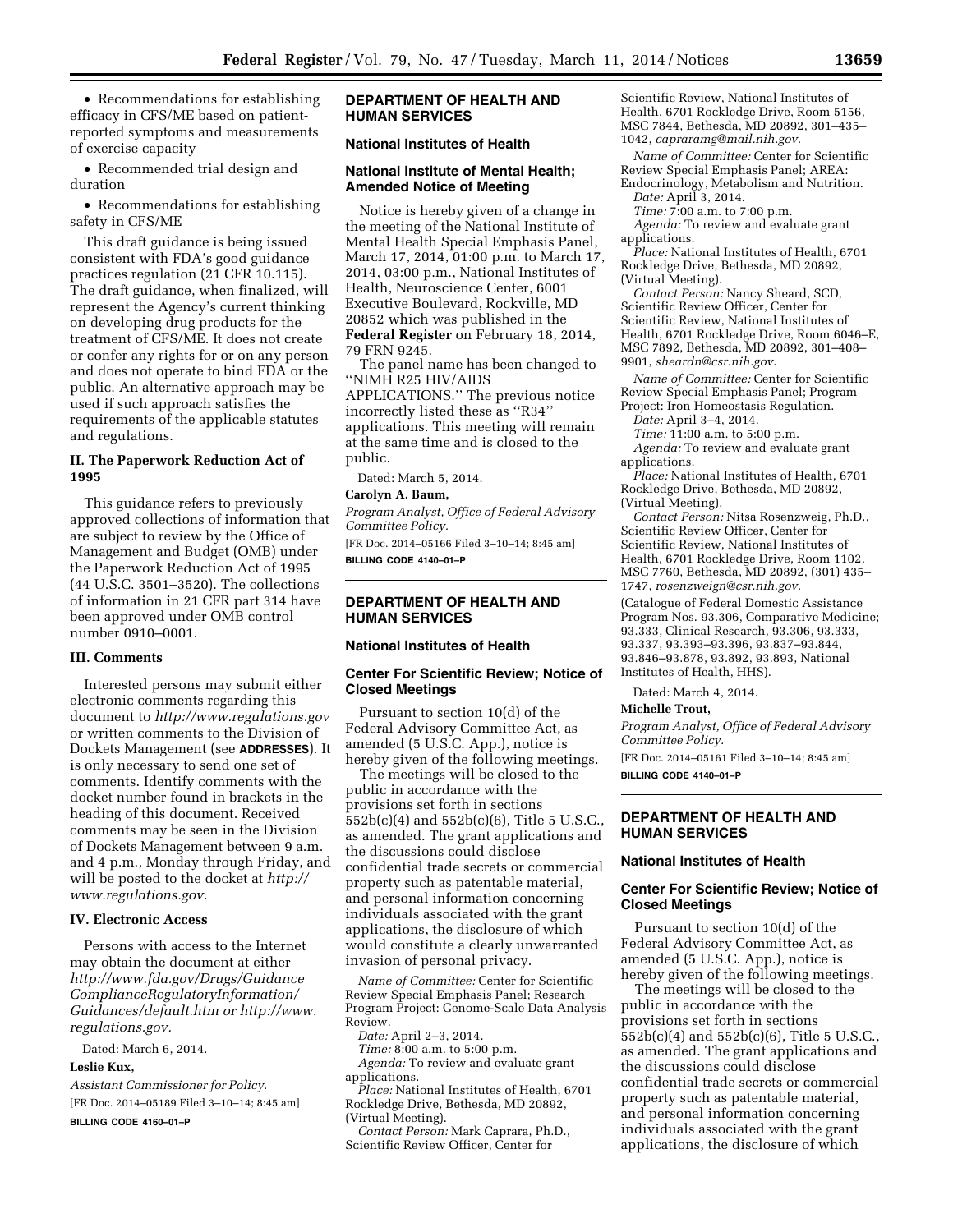- Recommendations for establishing efficacy in CFS/ME based on patient-reported symptoms and measurements of exercise capacity
- Recommended trial design and duration
- Recommendations for establishing safety in CFS/ME

This draft guidance is being issued consistent with FDA's good guidance practices regulation (21 CFR 10.115). The draft guidance, when finalized, will represent the Agency's current thinking on developing drug products for the treatment of CFS/ME. It does not create or confer any rights for or on any person and does not operate to bind FDA or the public. An alternative approach may be used if such approach satisfies the requirements of the applicable statutes and regulations.

### II. The Paperwork Reduction Act of 1995

This guidance refers to previously approved collections of information that are subject to review by the Office of Management and Budget (OMB) under the Paperwork Reduction Act of 1995 (44 U.S.C. 3501–3520). The collections of information in 21 CFR part 314 have been approved under OMB control number 0910–0001.

### III. Comments

Interested persons may submit either electronic comments regarding this document to *http://www.regulations.gov* or written comments to the Division of Dockets Management (see **ADDRESSES**). It is only necessary to send one set of comments. Identify comments with the docket number found in brackets in the heading of this document. Received comments may be seen in the Division of Dockets Management between 9 a.m. and 4 p.m., Monday through Friday, and will be posted to the docket at *http://www.regulations.gov.*

### IV. Electronic Access

Persons with access to the Internet may obtain the document at either *http://www.fda.gov/Drugs/GuidanceComplianceRegulatoryInformation/Guidances/default.htm or http://www.regulations.gov.*

Dated: March 6, 2014.

**Leslie Kux,**

*Assistant Commissioner for Policy.*

[FR Doc. 2014–05189 Filed 3–10–14; 8:45 am]

**BILLING CODE 4160–01–P**

## DEPARTMENT OF HEALTH AND HUMAN SERVICES

### National Institutes of Health

### National Institute of Mental Health; Amended Notice of Meeting

Notice is hereby given of a change in the meeting of the National Institute of Mental Health Special Emphasis Panel, March 17, 2014, 01:00 p.m. to March 17, 2014, 03:00 p.m., National Institutes of Health, Neuroscience Center, 6001 Executive Boulevard, Rockville, MD 20852 which was published in the **Federal Register** on February 18, 2014, 79 FRN 9245.

The panel name has been changed to ''NIMH R25 HIV/AIDS APPLICATIONS.'' The previous notice incorrectly listed these as ''R34'' applications. This meeting will remain at the same time and is closed to the public.

Dated: March 5, 2014.

**Carolyn A. Baum,**

*Program Analyst, Office of Federal Advisory Committee Policy.*

[FR Doc. 2014–05166 Filed 3–10–14; 8:45 am]

**BILLING CODE 4140–01–P**

## DEPARTMENT OF HEALTH AND HUMAN SERVICES

### National Institutes of Health

### Center For Scientific Review; Notice of Closed Meetings

Pursuant to section 10(d) of the Federal Advisory Committee Act, as amended (5 U.S.C. App.), notice is hereby given of the following meetings.

The meetings will be closed to the public in accordance with the provisions set forth in sections 552b(c)(4) and 552b(c)(6), Title 5 U.S.C., as amended. The grant applications and the discussions could disclose confidential trade secrets or commercial property such as patentable material, and personal information concerning individuals associated with the grant applications, the disclosure of which would constitute a clearly unwarranted invasion of personal privacy.

*Name of Committee:* Center for Scientific Review Special Emphasis Panel; Research Program Project: Genome-Scale Data Analysis Review.

*Date:* April 2–3, 2014.

*Time:* 8:00 a.m. to 5:00 p.m.

*Agenda:* To review and evaluate grant applications.

*Place:* National Institutes of Health, 6701 Rockledge Drive, Bethesda, MD 20892, (Virtual Meeting).

*Contact Person:* Mark Caprara, Ph.D., Scientific Review Officer, Center for Scientific Review, National Institutes of Health, 6701 Rockledge Drive, Room 5156, MSC 7844, Bethesda, MD 20892, 301–435–1042, *capraramg@mail.nih.gov.*

*Name of Committee:* Center for Scientific Review Special Emphasis Panel; AREA: Endocrinology, Metabolism and Nutrition.

*Date:* April 3, 2014.

*Time:* 7:00 a.m. to 7:00 p.m.

*Agenda:* To review and evaluate grant applications.

*Place:* National Institutes of Health, 6701 Rockledge Drive, Bethesda, MD 20892, (Virtual Meeting).

*Contact Person:* Nancy Sheard, SCD, Scientific Review Officer, Center for Scientific Review, National Institutes of Health, 6701 Rockledge Drive, Room 6046–E, MSC 7892, Bethesda, MD 20892, 301–408–9901, *sheardn@csr.nih.gov.*

*Name of Committee:* Center for Scientific Review Special Emphasis Panel; Program Project: Iron Homeostasis Regulation.

*Date:* April 3–4, 2014.

*Time:* 11:00 a.m. to 5:00 p.m.

*Agenda:* To review and evaluate grant applications.

*Place:* National Institutes of Health, 6701 Rockledge Drive, Bethesda, MD 20892, (Virtual Meeting),

*Contact Person:* Nitsa Rosenzweig, Ph.D., Scientific Review Officer, Center for Scientific Review, National Institutes of Health, 6701 Rockledge Drive, Room 1102, MSC 7760, Bethesda, MD 20892, (301) 435–1747, *rosenzweign@csr.nih.gov.*

(Catalogue of Federal Domestic Assistance Program Nos. 93.306, Comparative Medicine; 93.333, Clinical Research, 93.306, 93.333, 93.337, 93.393–93.396, 93.837–93.844, 93.846–93.878, 93.892, 93.893, National Institutes of Health, HHS).

Dated: March 4, 2014.

**Michelle Trout,**

*Program Analyst, Office of Federal Advisory Committee Policy.*

[FR Doc. 2014–05161 Filed 3–10–14; 8:45 am]

**BILLING CODE 4140–01–P**

## DEPARTMENT OF HEALTH AND HUMAN SERVICES

### National Institutes of Health

### Center For Scientific Review; Notice of Closed Meetings

Pursuant to section 10(d) of the Federal Advisory Committee Act, as amended (5 U.S.C. App.), notice is hereby given of the following meetings.

The meetings will be closed to the public in accordance with the provisions set forth in sections 552b(c)(4) and 552b(c)(6), Title 5 U.S.C., as amended. The grant applications and the discussions could disclose confidential trade secrets or commercial property such as patentable material, and personal information concerning individuals associated with the grant applications, the disclosure of which